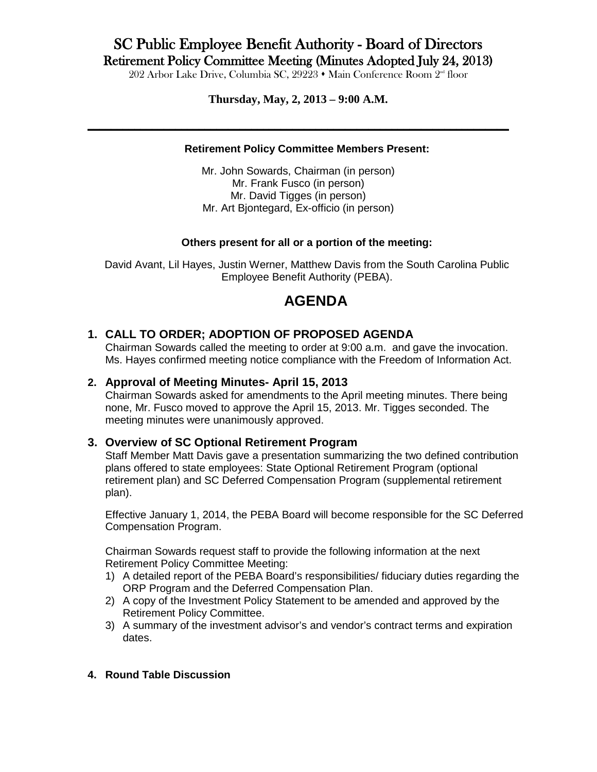# SC Public Employee Benefit Authority - Board of Directors

## Retirement Policy Committee Meeting (Minutes Adopted July 24, 2013)

202 Arbor Lake Drive, Columbia SC, 29223 • Main Conference Room 2nd floor

**Thursday, May, 2, 2013 – 9:00 A.M.**

---

**Retirement Policy Committee Members Present:**

Mr. John Sowards, Chairman (in person)
Mr. Frank Fusco (in person)
Mr. David Tigges (in person)
Mr. Art Bjontegard, Ex-officio (in person)

**Others present for all or a portion of the meeting:**

David Avant, Lil Hayes, Justin Werner, Matthew Davis from the South Carolina Public Employee Benefit Authority (PEBA).

# AGENDA

### 1. CALL TO ORDER; ADOPTION OF PROPOSED AGENDA

Chairman Sowards called the meeting to order at 9:00 a.m. and gave the invocation. Ms. Hayes confirmed meeting notice compliance with the Freedom of Information Act.

### 2. Approval of Meeting Minutes- April 15, 2013

Chairman Sowards asked for amendments to the April meeting minutes. There being none, Mr. Fusco moved to approve the April 15, 2013. Mr. Tigges seconded. The meeting minutes were unanimously approved.

### 3. Overview of SC Optional Retirement Program

Staff Member Matt Davis gave a presentation summarizing the two defined contribution plans offered to state employees: State Optional Retirement Program (optional retirement plan) and SC Deferred Compensation Program (supplemental retirement plan).

Effective January 1, 2014, the PEBA Board will become responsible for the SC Deferred Compensation Program.

Chairman Sowards request staff to provide the following information at the next Retirement Policy Committee Meeting:

1) A detailed report of the PEBA Board's responsibilities/ fiduciary duties regarding the ORP Program and the Deferred Compensation Plan.
2) A copy of the Investment Policy Statement to be amended and approved by the Retirement Policy Committee.
3) A summary of the investment advisor's and vendor's contract terms and expiration dates.

### 4. Round Table Discussion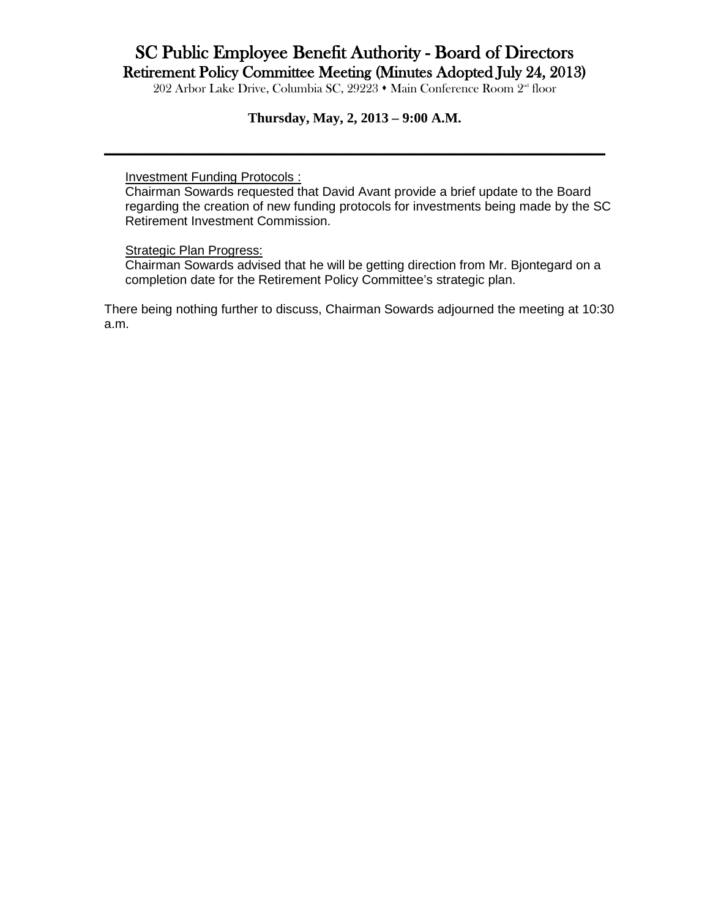Investment Funding Protocols :

Chairman Sowards requested that David Avant provide a brief update to the Board regarding the creation of new funding protocols for investments being made by the SC Retirement Investment Commission.

Strategic Plan Progress:

Chairman Sowards advised that he will be getting direction from Mr. Bjontegard on a completion date for the Retirement Policy Committee's strategic plan.

There being nothing further to discuss, Chairman Sowards adjourned the meeting at 10:30 a.m.